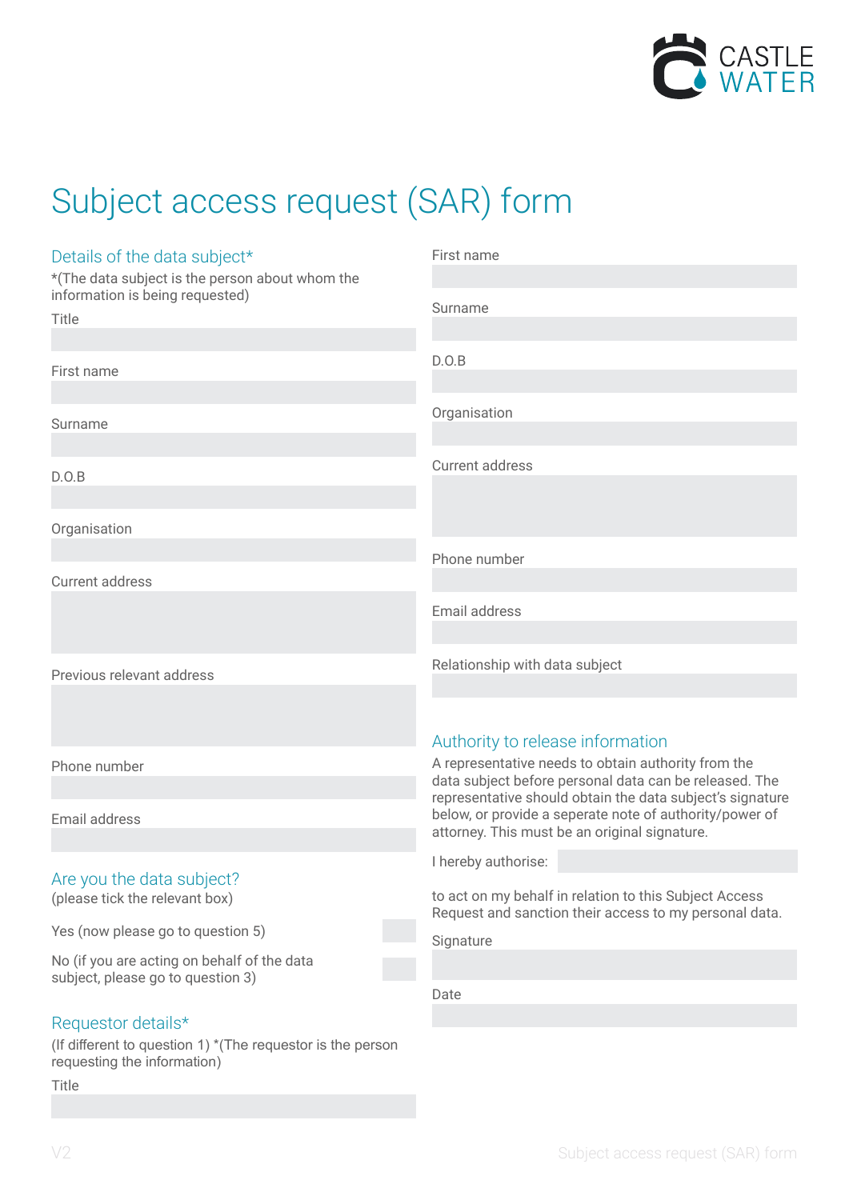CASTLE WATER

# Subject access request (SAR) form

## Details of the data subject*

*(The data subject is the person about whom the information is being requested)

Title

First name

Surname

D.O.B

Organisation

Current address

Previous relevant address

Phone number

Email address

## Are you the data subject?

(please tick the relevant box)

Yes (now please go to question 5)

No (if you are acting on behalf of the data subject, please go to question 3)

## Requestor details*

(If different to question 1) *(The requestor is the person requesting the information)

Title

First name

Surname

D.O.B

Organisation

Current address

Phone number

Email address

Relationship with data subject

## Authority to release information

A representative needs to obtain authority from the data subject before personal data can be released. The representative should obtain the data subject's signature below, or provide a seperate note of authority/power of attorney. This must be an original signature.

I hereby authorise:

to act on my behalf in relation to this Subject Access Request and sanction their access to my personal data.

Signature

Date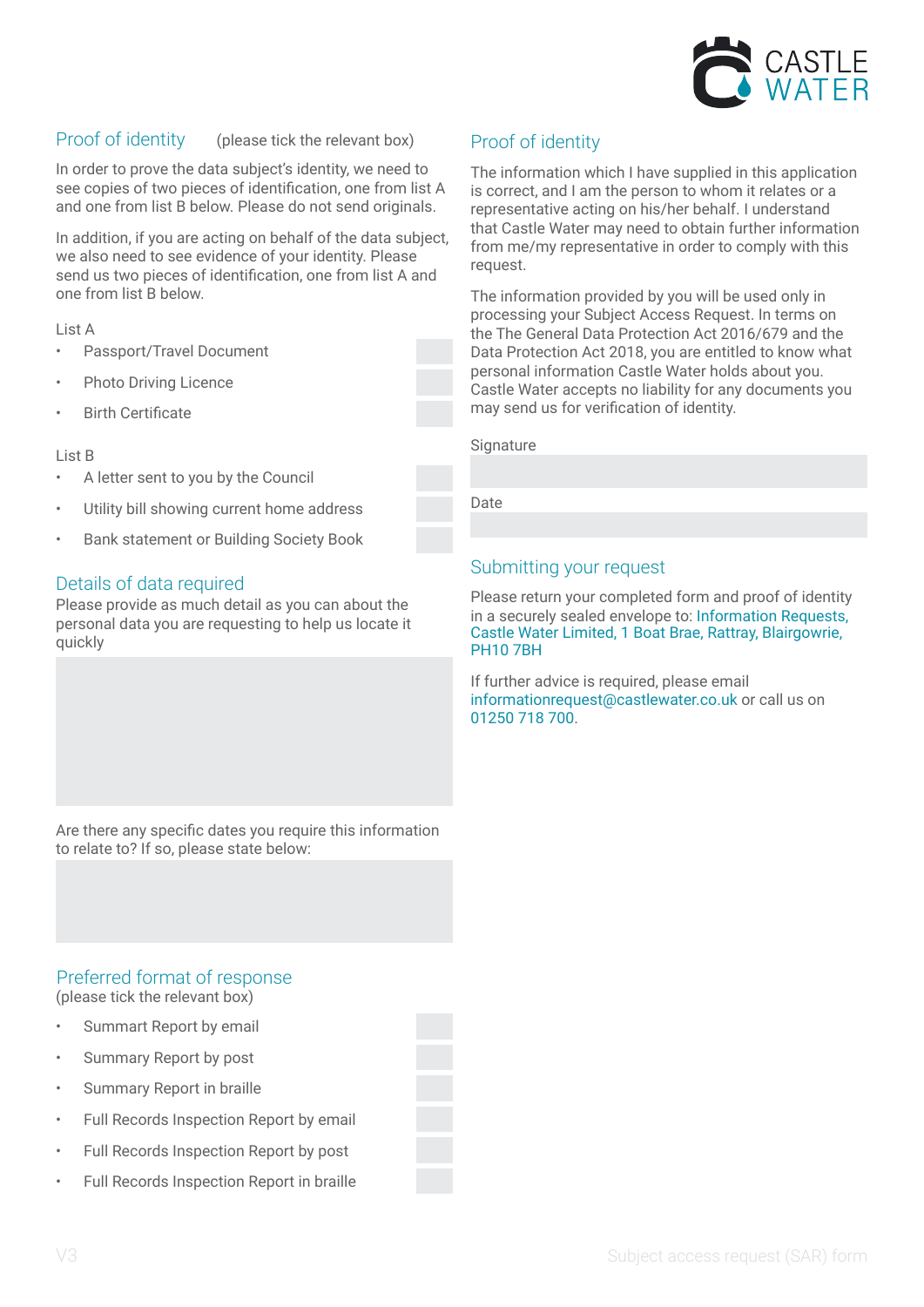## Proof of identity (please tick the relevant box)

In order to prove the data subject's identity, we need to see copies of two pieces of identification, one from list A and one from list B below. Please do not send originals.

In addition, if you are acting on behalf of the data subject, we also need to see evidence of your identity. Please send us two pieces of identification, one from list A and one from list B below.

List A

- Passport/Travel Document
- Photo Driving Licence
- Birth Certificate

List B

- A letter sent to you by the Council
- Utility bill showing current home address
- Bank statement or Building Society Book

## Details of data required

Please provide as much detail as you can about the personal data you are requesting to help us locate it quickly

Are there any specific dates you require this information to relate to? If so, please state below:

## Preferred format of response

(please tick the relevant box)

- Summart Report by email
- Summary Report by post
- Summary Report in braille
- Full Records Inspection Report by email
- Full Records Inspection Report by post
- Full Records Inspection Report in braille

## Proof of identity

The information which I have supplied in this application is correct, and I am the person to whom it relates or a representative acting on his/her behalf. I understand that Castle Water may need to obtain further information from me/my representative in order to comply with this request.

The information provided by you will be used only in processing your Subject Access Request. In terms on the the The General Data Protection Act 2016/679 and the Data Protection Act 2018, you are entitled to know what personal information Castle Water holds about you. Castle Water accepts no liability for any documents you may send us for verification of identity.

Signature

Date

## Submitting your request

Please return your completed form and proof of identity in a securely sealed envelope to: Information Requests, Castle Water Limited, 1 Boat Brae, Rattray, Blairgowrie, PH10 7BH

If further advice is required, please email informationrequest@castlewater.co.uk or call us on 01250 718 700.